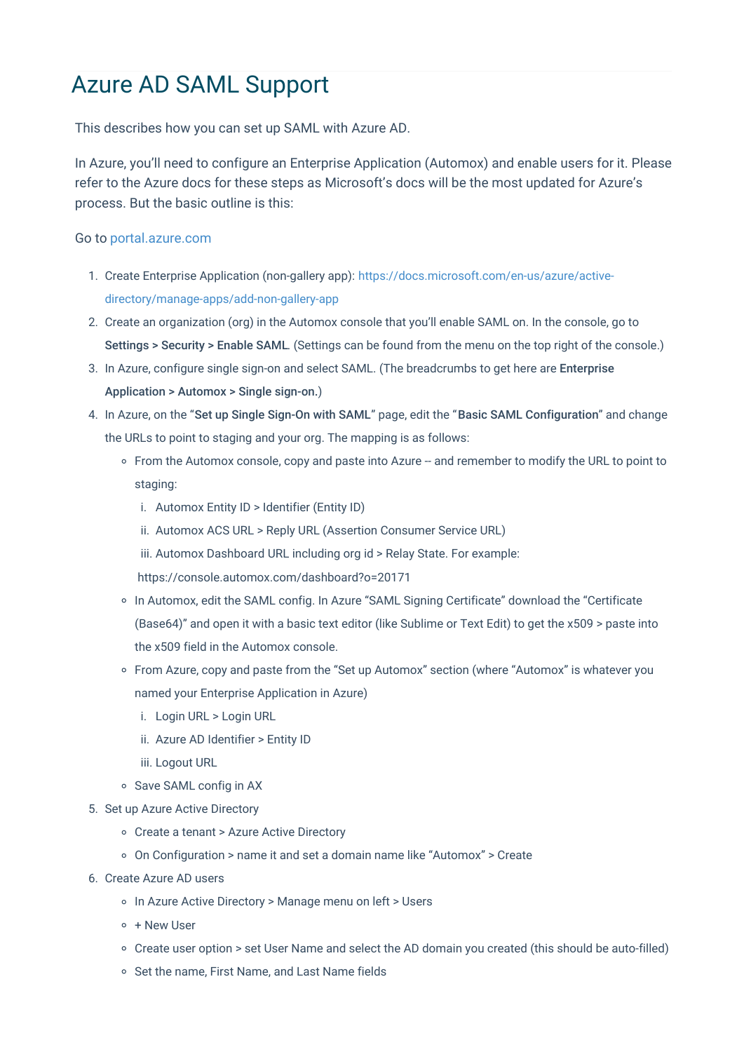# Azure AD SAML Support

This describes how you can set up SAML with Azure AD.

In Azure, you'll need to configure an Enterprise Application (Automox) and enable users for it. Please refer to the Azure docs for these steps as Microsoft's docs will be the most updated for Azure's process. But the basic outline is this:

Go to [portal.azure.com](portal.azure.com)

1. Create Enterprise Application (non-gallery app): [https://docs.microsoft.com/en-us/azure/active-directory/manage-apps/add-non-gallery-app](https://docs.microsoft.com/en-us/azure/active-directory/manage-apps/add-non-gallery-app)
2. Create an organization (org) in the Automox console that you'll enable SAML on. In the console, go to **Settings > Security > Enable SAML**. (Settings can be found from the menu on the top right of the console.)
3. In Azure, configure single sign-on and select SAML. (The breadcrumbs to get here are **Enterprise Application > Automox > Single sign-on.**)
4. In Azure, on the "**Set up Single Sign-On with SAML**" page, edit the "**Basic SAML Configuration**" and change the URLs to point to staging and your org. The mapping is as follows:
   - From the Automox console, copy and paste into Azure -- and remember to modify the URL to point to staging:
     1. Automox Entity ID > Identifier (Entity ID)
     2. Automox ACS URL > Reply URL (Assertion Consumer Service URL)
     3. Automox Dashboard URL including org id > Relay State. For example: https://console.automox.com/dashboard?o=20171
   - In Automox, edit the SAML config. In Azure "SAML Signing Certificate" download the "Certificate (Base64)" and open it with a basic text editor (like Sublime or Text Edit) to get the x509 > paste into the x509 field in the Automox console.
   - From Azure, copy and paste from the "Set up Automox" section (where "Automox" is whatever you named your Enterprise Application in Azure)
     1. Login URL > Login URL
     2. Azure AD Identifier > Entity ID
     3. Logout URL
   - Save SAML config in AX
5. Set up Azure Active Directory
   - Create a tenant > Azure Active Directory
   - On Configuration > name it and set a domain name like "Automox" > Create
6. Create Azure AD users
   - In Azure Active Directory > Manage menu on left > Users
   - + New User
   - Create user option > set User Name and select the AD domain you created (this should be auto-filled)
   - Set the name, First Name, and Last Name fields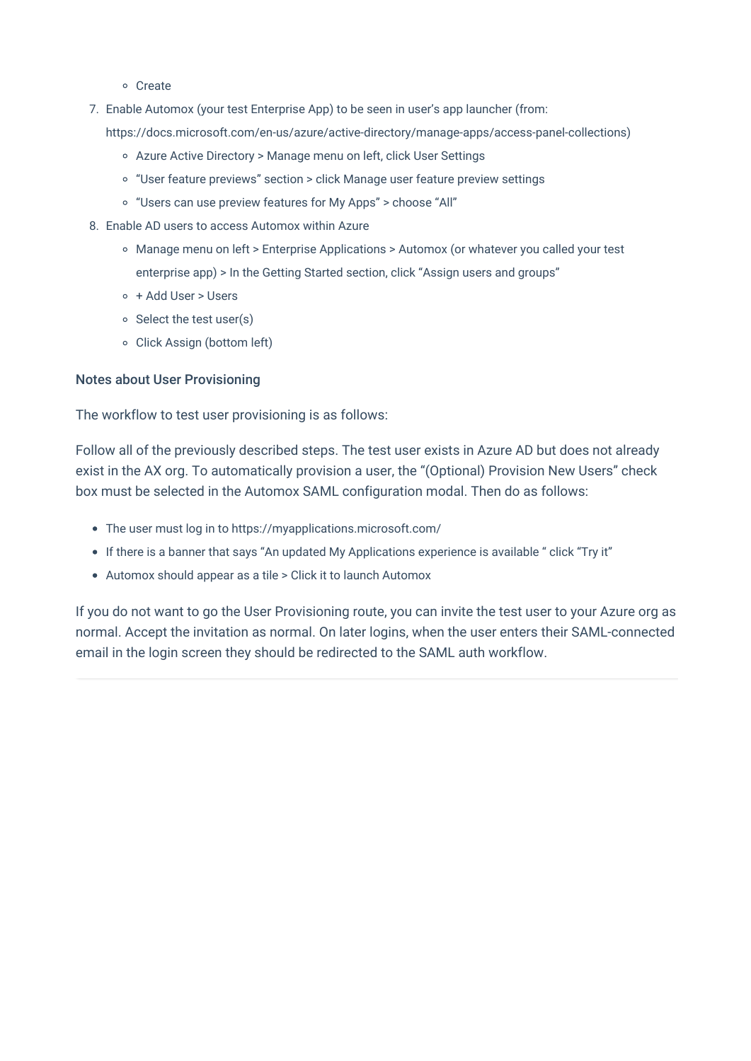- Create

7. Enable Automox (your test Enterprise App) to be seen in user's app launcher (from: https://docs.microsoft.com/en-us/azure/active-directory/manage-apps/access-panel-collections)
   - Azure Active Directory > Manage menu on left, click User Settings
   - "User feature previews" section > click Manage user feature preview settings
   - "Users can use preview features for My Apps" > choose "All"
8. Enable AD users to access Automox within Azure
   - Manage menu on left > Enterprise Applications > Automox (or whatever you called your test enterprise app) > In the Getting Started section, click "Assign users and groups"
   - + Add User > Users
   - Select the test user(s)
   - Click Assign (bottom left)

### Notes about User Provisioning

The workflow to test user provisioning is as follows:

Follow all of the previously described steps. The test user exists in Azure AD but does not already exist in the AX org. To automatically provision a user, the "(Optional) Provision New Users" check box must be selected in the Automox SAML configuration modal. Then do as follows:

- The user must log in to https://myapplications.microsoft.com/
- If there is a banner that says "An updated My Applications experience is available " click "Try it"
- Automox should appear as a tile > Click it to launch Automox

If you do not want to go the User Provisioning route, you can invite the test user to your Azure org as normal. Accept the invitation as normal. On later logins, when the user enters their SAML-connected email in the login screen they should be redirected to the SAML auth workflow.

---